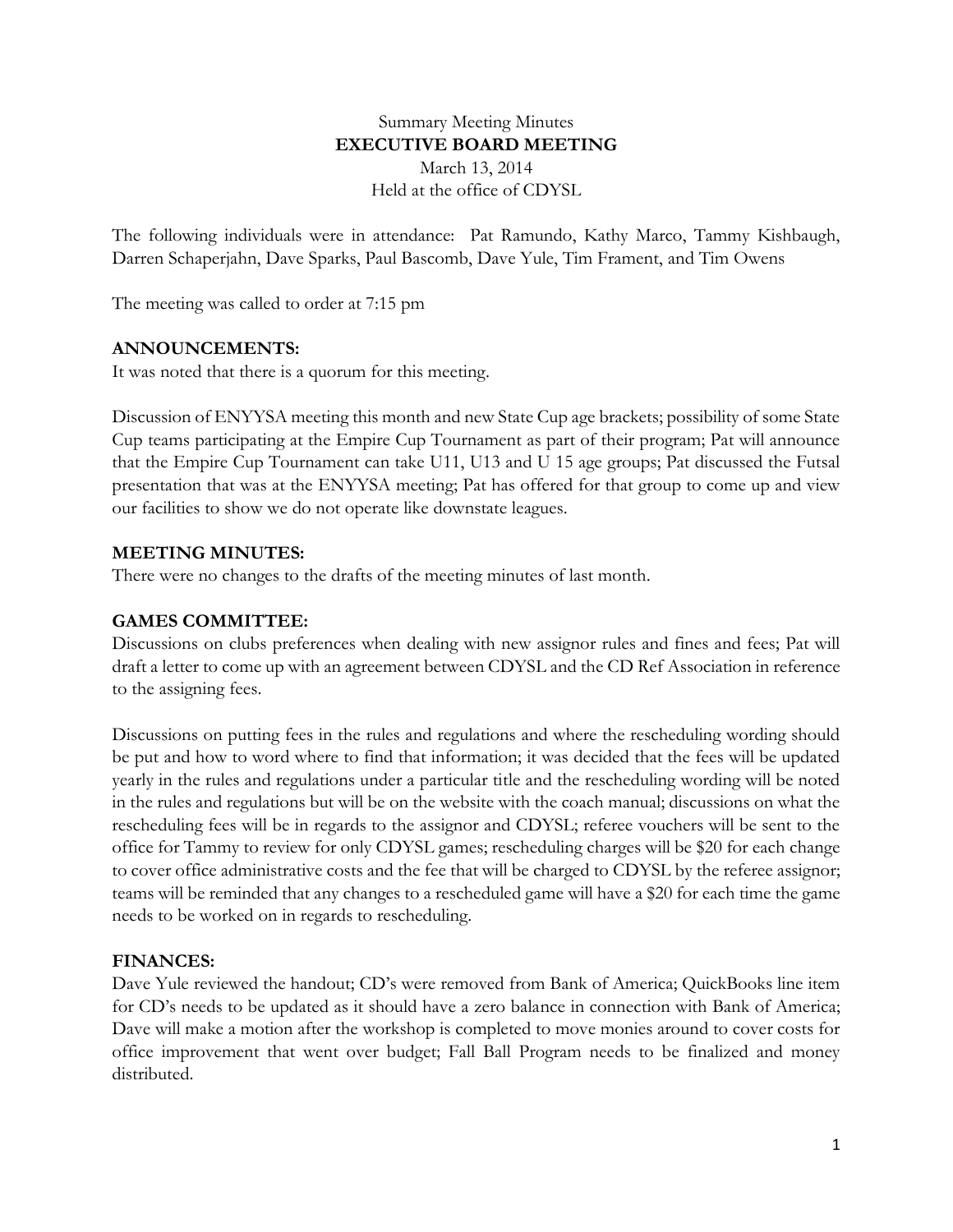Summary Meeting Minutes

**EXECUTIVE BOARD MEETING**

March 13, 2014

Held at the office of CDYSL

The following individuals were in attendance: Pat Ramundo, Kathy Marco, Tammy Kishbaugh, Darren Schaperjahn, Dave Sparks, Paul Bascomb, Dave Yule, Tim Frament, and Tim Owens

The meeting was called to order at 7:15 pm

## ANNOUNCEMENTS:

It was noted that there is a quorum for this meeting.

Discussion of ENYYSA meeting this month and new State Cup age brackets; possibility of some State Cup teams participating at the Empire Cup Tournament as part of their program; Pat will announce that the Empire Cup Tournament can take U11, U13 and U 15 age groups; Pat discussed the Futsal presentation that was at the ENYYSA meeting; Pat has offered for that group to come up and view our facilities to show we do not operate like downstate leagues.

## MEETING MINUTES:

There were no changes to the drafts of the meeting minutes of last month.

## GAMES COMMITTEE:

Discussions on clubs preferences when dealing with new assignor rules and fines and fees; Pat will draft a letter to come up with an agreement between CDYSL and the CD Ref Association in reference to the assigning fees.

Discussions on putting fees in the rules and regulations and where the rescheduling wording should be put and how to word where to find that information; it was decided that the fees will be updated yearly in the rules and regulations under a particular title and the rescheduling wording will be noted in the rules and regulations but will be on the website with the coach manual; discussions on what the rescheduling fees will be in regards to the assignor and CDYSL; referee vouchers will be sent to the office for Tammy to review for only CDYSL games; rescheduling charges will be $20 for each change to cover office administrative costs and the fee that will be charged to CDYSL by the referee assignor; teams will be reminded that any changes to a rescheduled game will have a $20 for each time the game needs to be worked on in regards to rescheduling.

## FINANCES:

Dave Yule reviewed the handout; CD's were removed from Bank of America; QuickBooks line item for CD's needs to be updated as it should have a zero balance in connection with Bank of America; Dave will make a motion after the workshop is completed to move monies around to cover costs for office improvement that went over budget; Fall Ball Program needs to be finalized and money distributed.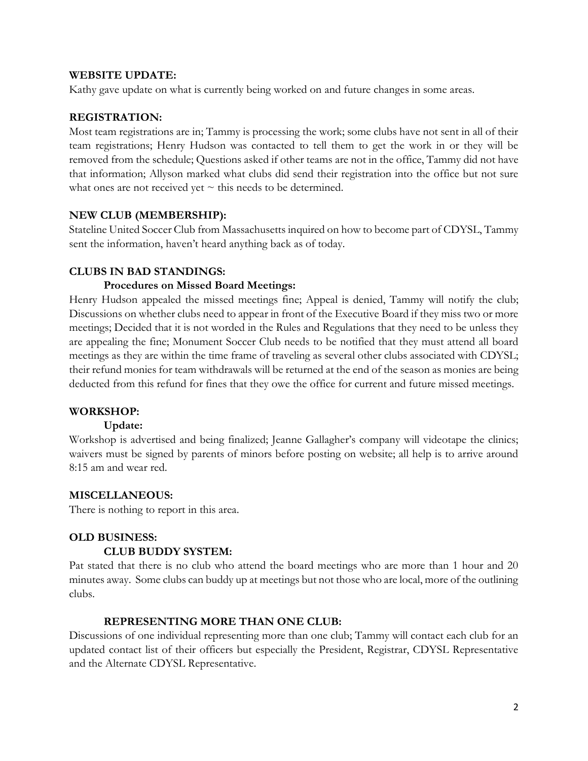**WEBSITE UPDATE:**

Kathy gave update on what is currently being worked on and future changes in some areas.

**REGISTRATION:**

Most team registrations are in; Tammy is processing the work; some clubs have not sent in all of their team registrations; Henry Hudson was contacted to tell them to get the work in or they will be removed from the schedule; Questions asked if other teams are not in the office, Tammy did not have that information; Allyson marked what clubs did send their registration into the office but not sure what ones are not received yet ~ this needs to be determined.

**NEW CLUB (MEMBERSHIP):**

Stateline United Soccer Club from Massachusetts inquired on how to become part of CDYSL, Tammy sent the information, haven't heard anything back as of today.

**CLUBS IN BAD STANDINGS:**

**Procedures on Missed Board Meetings:**

Henry Hudson appealed the missed meetings fine; Appeal is denied, Tammy will notify the club; Discussions on whether clubs need to appear in front of the Executive Board if they miss two or more meetings; Decided that it is not worded in the Rules and Regulations that they need to be unless they are appealing the fine; Monument Soccer Club needs to be notified that they must attend all board meetings as they are within the time frame of traveling as several other clubs associated with CDYSL; their refund monies for team withdrawals will be returned at the end of the season as monies are being deducted from this refund for fines that they owe the office for current and future missed meetings.

**WORKSHOP:**

**Update:**

Workshop is advertised and being finalized; Jeanne Gallagher's company will videotape the clinics; waivers must be signed by parents of minors before posting on website; all help is to arrive around 8:15 am and wear red.

**MISCELLANEOUS:**

There is nothing to report in this area.

**OLD BUSINESS:**

**CLUB BUDDY SYSTEM:**

Pat stated that there is no club who attend the board meetings who are more than 1 hour and 20 minutes away. Some clubs can buddy up at meetings but not those who are local, more of the outlining clubs.

**REPRESENTING MORE THAN ONE CLUB:**

Discussions of one individual representing more than one club; Tammy will contact each club for an updated contact list of their officers but especially the President, Registrar, CDYSL Representative and the Alternate CDYSL Representative.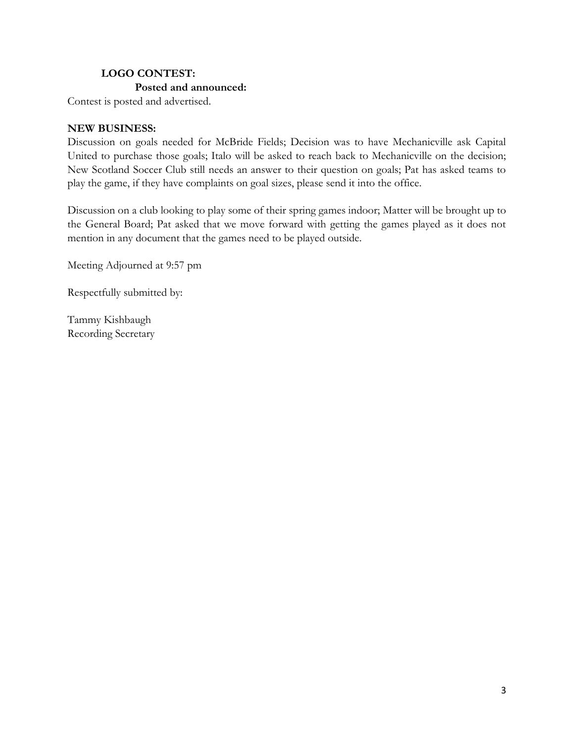**LOGO CONTEST:**

**Posted and announced:**

Contest is posted and advertised.

**NEW BUSINESS:**

Discussion on goals needed for McBride Fields; Decision was to have Mechanicville ask Capital United to purchase those goals; Italo will be asked to reach back to Mechanicville on the decision; New Scotland Soccer Club still needs an answer to their question on goals; Pat has asked teams to play the game, if they have complaints on goal sizes, please send it into the office.

Discussion on a club looking to play some of their spring games indoor; Matter will be brought up to the General Board; Pat asked that we move forward with getting the games played as it does not mention in any document that the games need to be played outside.

Meeting Adjourned at 9:57 pm

Respectfully submitted by:

Tammy Kishbaugh
Recording Secretary